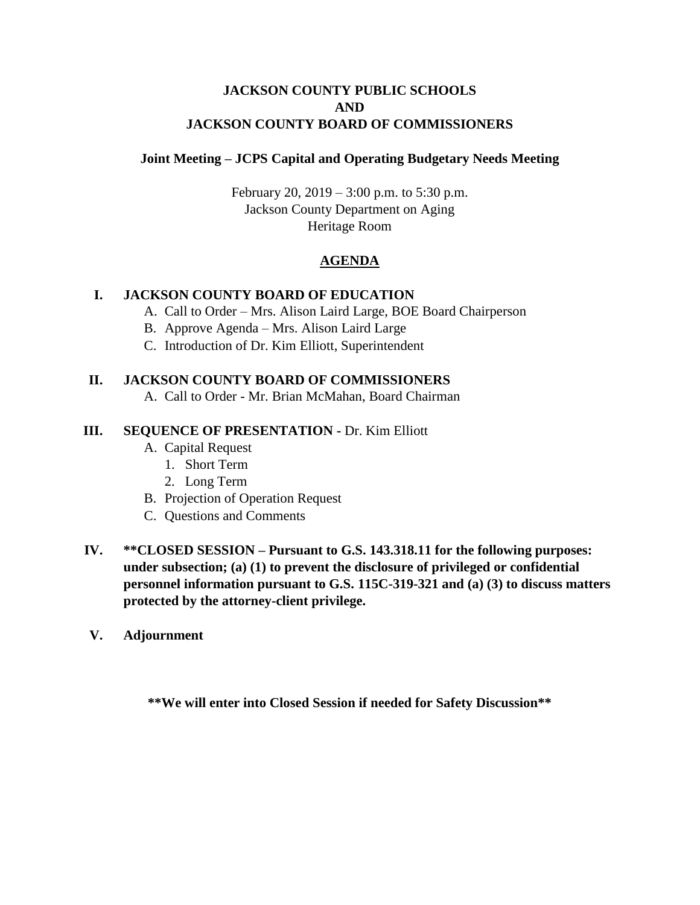**JACKSON COUNTY PUBLIC SCHOOLS**
**AND**
**JACKSON COUNTY BOARD OF COMMISSIONERS**

**Joint Meeting – JCPS Capital and Operating Budgetary Needs Meeting**

February 20, 2019 – 3:00 p.m. to 5:30 p.m.
Jackson County Department on Aging
Heritage Room

## AGENDA

**I. JACKSON COUNTY BOARD OF EDUCATION**

A. Call to Order – Mrs. Alison Laird Large, BOE Board Chairperson
B. Approve Agenda – Mrs. Alison Laird Large
C. Introduction of Dr. Kim Elliott, Superintendent

**II. JACKSON COUNTY BOARD OF COMMISSIONERS**

A. Call to Order - Mr. Brian McMahan, Board Chairman

**III. SEQUENCE OF PRESENTATION** - Dr. Kim Elliott

A. Capital Request
   1. Short Term
   2. Long Term
B. Projection of Operation Request
C. Questions and Comments

**IV. **CLOSED SESSION – Pursuant to G.S. 143.318.11 for the following purposes: under subsection; (a) (1) to prevent the disclosure of privileged or confidential personnel information pursuant to G.S. 115C-319-321 and (a) (3) to discuss matters protected by the attorney-client privilege.**

**V. Adjournment**

****We will enter into Closed Session if needed for Safety Discussion****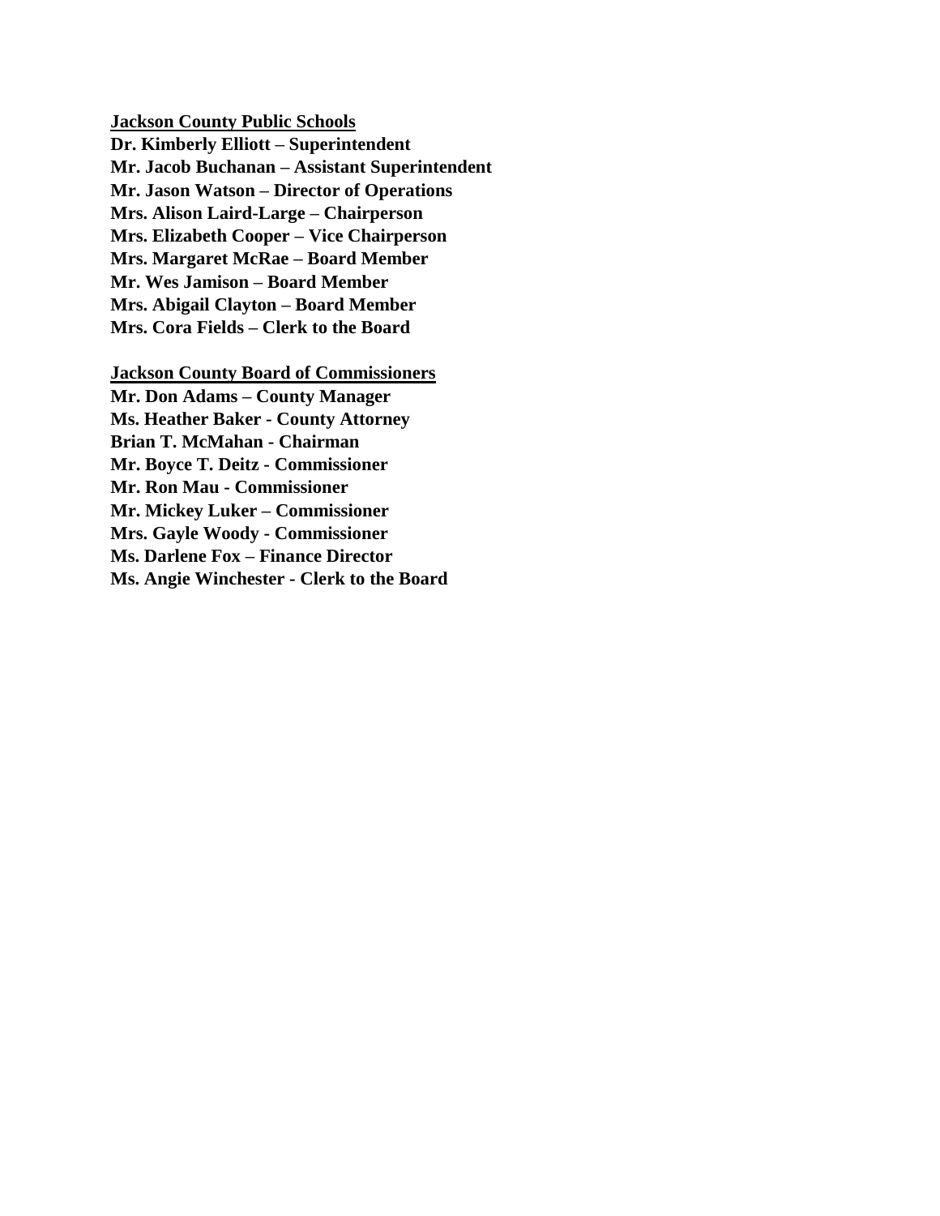**Jackson County Public Schools**

**Dr. Kimberly Elliott – Superintendent**
**Mr. Jacob Buchanan – Assistant Superintendent**
**Mr. Jason Watson – Director of Operations**
**Mrs. Alison Laird-Large – Chairperson**
**Mrs. Elizabeth Cooper – Vice Chairperson**
**Mrs. Margaret McRae – Board Member**
**Mr. Wes Jamison – Board Member**
**Mrs. Abigail Clayton – Board Member**
**Mrs. Cora Fields – Clerk to the Board**

**Jackson County Board of Commissioners**

**Mr. Don Adams – County Manager**
**Ms. Heather Baker - County Attorney**
**Brian T. McMahan - Chairman**
**Mr. Boyce T. Deitz - Commissioner**
**Mr. Ron Mau - Commissioner**
**Mr. Mickey Luker – Commissioner**
**Mrs. Gayle Woody - Commissioner**
**Ms. Darlene Fox – Finance Director**
**Ms. Angie Winchester - Clerk to the Board**